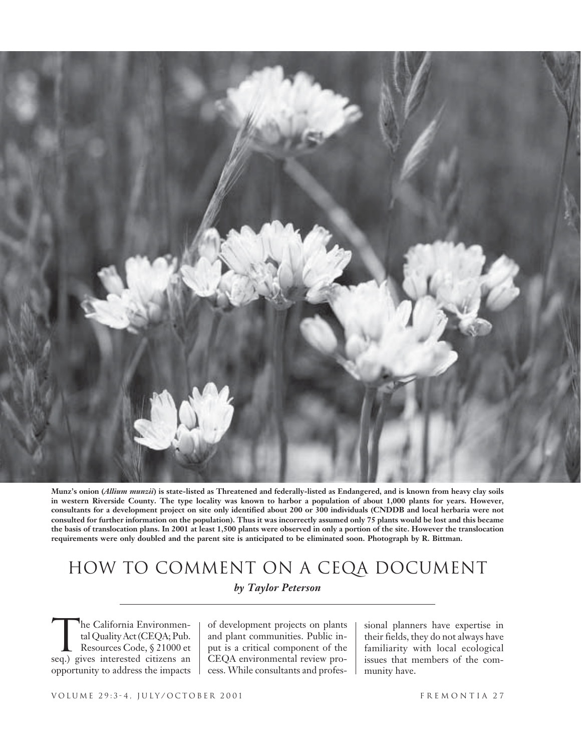**Munz's onion (*Allium munzii*) is state-listed as Threatened and federally-listed as Endangered, and is known from heavy clay soils in western Riverside County. The type locality was known to harbor a population of about 1,000 plants for years. However, consultants for a development project on site only identified about 200 or 300 individuals (CNDDB and local herbaria were not consulted for further information on the population). Thus it was incorrectly assumed only 75 plants would be lost and this became the basis of translocation plans. In 2001 at least 1,500 plants were observed in only a portion of the site. However the translocation requirements were only doubled and the parent site is anticipated to be eliminated soon. Photograph by R. Bittman.**

# HOW TO COMMENT ON A CEQA DOCUMENT

***by Taylor Peterson***

The California Environmental Quality Act (CEQA; Pub. Resources Code, § 21000 et seq.) gives interested citizens an opportunity to address the impacts of development projects on plants and plant communities. Public input is a critical component of the CEQA environmental review process. While consultants and professional planners have expertise in their fields, they do not always have familiarity with local ecological issues that members of the community have.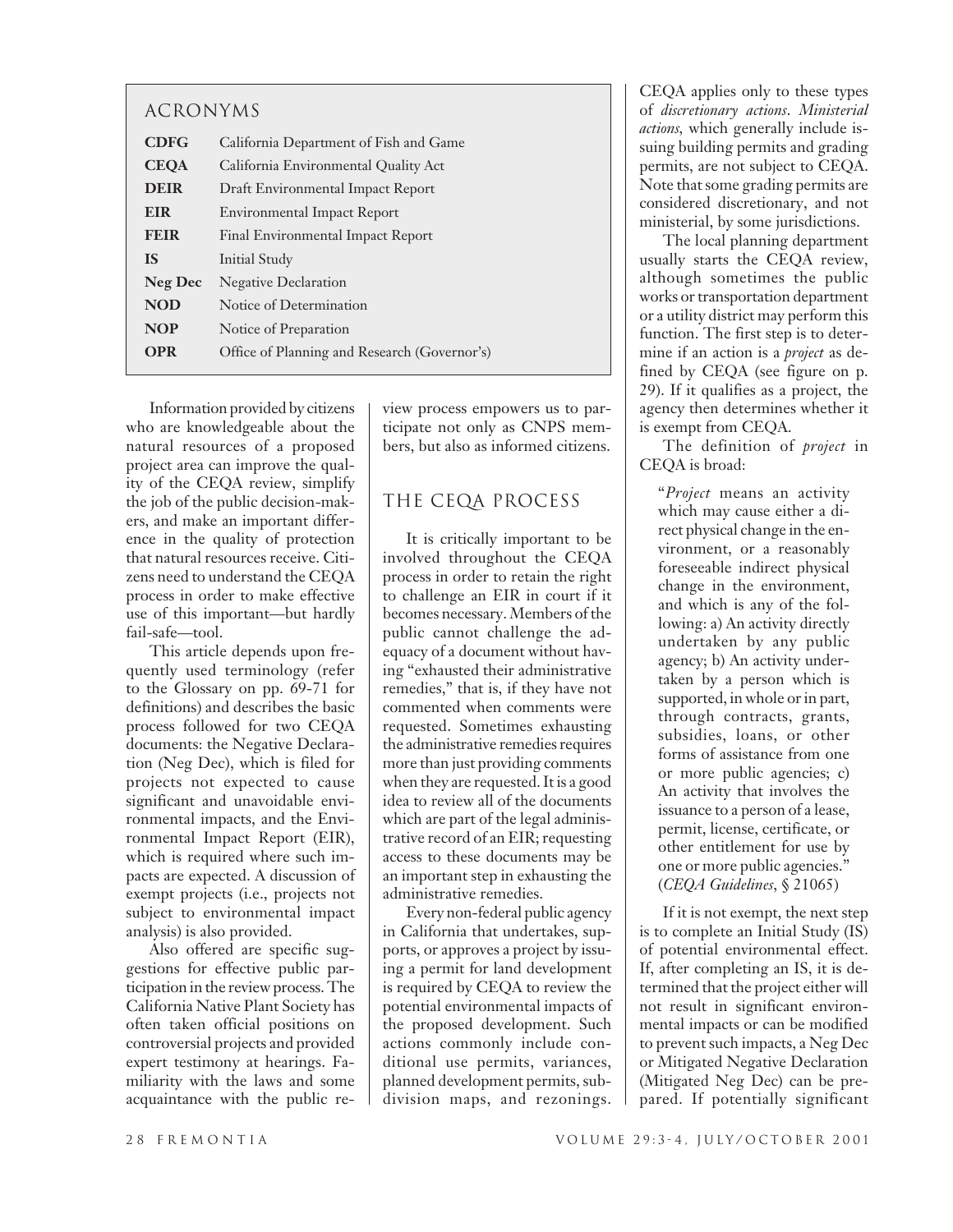## ACRONYMS

| | |
|---|---|
| **CDFG** | California Department of Fish and Game |
| **CEQA** | California Environmental Quality Act |
| **DEIR** | Draft Environmental Impact Report |
| **EIR** | Environmental Impact Report |
| **FEIR** | Final Environmental Impact Report |
| **IS** | Initial Study |
| **Neg Dec** | Negative Declaration |
| **NOD** | Notice of Determination |
| **NOP** | Notice of Preparation |
| **OPR** | Office of Planning and Research (Governor's) |

Information provided by citizens who are knowledgeable about the natural resources of a proposed project area can improve the quality of the CEQA review, simplify the job of the public decision-makers, and make an important difference in the quality of protection that natural resources receive. Citizens need to understand the CEQA process in order to make effective use of this important—but hardly fail-safe—tool.

This article depends upon frequently used terminology (refer to the Glossary on pp. 69-71 for definitions) and describes the basic process followed for two CEQA documents: the Negative Declaration (Neg Dec), which is filed for projects not expected to cause significant and unavoidable environmental impacts, and the Environmental Impact Report (EIR), which is required where such impacts are expected. A discussion of exempt projects (i.e., projects not subject to environmental impact analysis) is also provided.

Also offered are specific suggestions for effective public participation in the review process. The California Native Plant Society has often taken official positions on controversial projects and provided expert testimony at hearings. Familiarity with the laws and some acquaintance with the public review process empowers us to participate not only as CNPS members, but also as informed citizens.

## THE CEQA PROCESS

It is critically important to be involved throughout the CEQA process in order to retain the right to challenge an EIR in court if it becomes necessary. Members of the public cannot challenge the adequacy of a document without having "exhausted their administrative remedies," that is, if they have not commented when comments were requested. Sometimes exhausting the administrative remedies requires more than just providing comments when they are requested. It is a good idea to review all of the documents which are part of the legal administrative record of an EIR; requesting access to these documents may be an important step in exhausting the administrative remedies.

Every non-federal public agency in California that undertakes, supports, or approves a project by issuing a permit for land development is required by CEQA to review the potential environmental impacts of the proposed development. Such actions commonly include conditional use permits, variances, planned development permits, subdivision maps, and rezonings. CEQA applies only to these types of *discretionary actions*. *Ministerial actions*, which generally include issuing building permits and grading permits, are not subject to CEQA. Note that some grading permits are considered discretionary, and not ministerial, by some jurisdictions.

The local planning department usually starts the CEQA review, although sometimes the public works or transportation department or a utility district may perform this function. The first step is to determine if an action is a *project* as defined by CEQA (see figure on p. 29). If it qualifies as a project, the agency then determines whether it is exempt from CEQA.

The definition of *project* in CEQA is broad:

> "*Project* means an activity which may cause either a direct physical change in the environment, or a reasonably foreseeable indirect physical change in the environment, and which is any of the following: a) An activity directly undertaken by any public agency; b) An activity undertaken by a person which is supported, in whole or in part, through contracts, grants, subsidies, loans, or other forms of assistance from one or more public agencies; c) An activity that involves the issuance to a person of a lease, permit, license, certificate, or other entitlement for use by one or more public agencies." (*CEQA Guidelines*, § 21065)

If it is not exempt, the next step is to complete an Initial Study (IS) of potential environmental effect. If, after completing an IS, it is determined that the project either will not result in significant environmental impacts or can be modified to prevent such impacts, a Neg Dec or Mitigated Negative Declaration (Mitigated Neg Dec) can be prepared. If potentially significant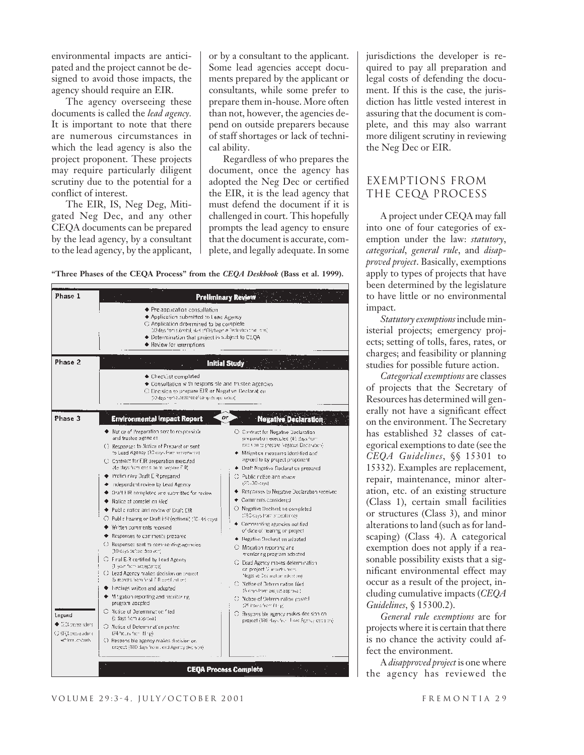environmental impacts are anticipated and the project cannot be designed to avoid those impacts, the agency should require an EIR.

The agency overseeing these documents is called the *lead agency.* It is important to note that there are numerous circumstances in which the lead agency is also the project proponent. These projects may require particularly diligent scrutiny due to the potential for a conflict of interest.

The EIR, IS, Neg Deg, Mitigated Neg Dec, and any other CEQA documents can be prepared by the lead agency, by a consultant to the lead agency, by the applicant, or by a consultant to the applicant. Some lead agencies accept documents prepared by the applicant or consultants, while some prefer to prepare them in-house. More often than not, however, the agencies depend on outside preparers because of staff shortages or lack of technical ability.

Regardless of who prepares the document, once the agency has adopted the Neg Dec or certified the EIR, it is the lead agency that must defend the document if it is challenged in court. This hopefully prompts the lead agency to ensure that the document is accurate, complete, and legally adequate. In some jurisdictions the developer is required to pay all preparation and legal costs of defending the document. If this is the case, the jurisdiction has little vested interest in assuring that the document is complete, and this may also warrant more diligent scrutiny in reviewing the Neg Dec or EIR.

**"Three Phases of the CEQA Process" from the *CEQA Deskbook* (Bass et al. 1999).**

**Phase 1 — Preliminary Review**

- ◆ Pre-application consultation
- ◆ Application submitted to Lead Agency
- ○ Application determined to be complete (30 days from submittal; start of 1-year Negative Declaration time limit)
- ◆ Determination that project is subject to CEQA
- ◆ Review for exemptions

**Phase 2 — Initial Study**

- ◆ Checklist completed
- ◆ Consultation with responsible and trustee agencies
- ○ Decision to prepare EIR or Negative Declaration (30 days from acceptance of complete application)

**Phase 3 — Environmental Impact Report *or* Negative Declaration**

*Environmental Impact Report*

- ◆ Notice of Preparation sent to responsible and trustee agencies
- ○ Responses to Notice of Preparation sent to Lead Agency (30 days from acceptance)
- ○ Contract for EIR preparation executed (45 days from decision to prepare EIR)
- ◆ Preliminary Draft EIR prepared
- ◆ Independent review by Lead Agency
- ◆ Draft EIR completed and submitted for review
- ◆ Notice of completion filed
- ◆ Public notice and review of Draft EIR
- ○ Public hearing on Draft EIR (optional) (30–45 days)
- ◆ Written comments received
- ◆ Responses to comments prepared
- ○ Responses sent to commenting agencies (10 days before decision)
- ○ Final EIR certified by Lead Agency (1 year from acceptance)
- ○ Lead Agency makes decision on project (6 months from final EIR certification)
- ◆ Findings written and adopted
- ◆ Mitigation reporting and monitoring program adopted
- ○ Notice of Determination filed (5 days from approval)
- ○ Notice of Determination posted (24 hours from filing)
- ○ Responsible agency makes decision on project (180 days from Lead Agency decision)

*Negative Declaration*

- ○ Contract for Negative Declaration preparation executed (45 days from decision to prepare Negative Declaration)
- ◆ Mitigation measures identified and agreed to by project proponent
- ◆ Draft Negative Declaration prepared
- ○ Public notice and review (20–30 days)
- ◆ Responses to Negative Declaration received
- ◆ Comments considered
- ○ Negative Declaration completed (180 days from acceptance)
- ◆ Commenting agencies notified of date of hearing on project
- ◆ Negative Declaration adopted
- ○ Mitigation reporting and monitoring program adopted
- ○ Lead Agency makes determination on project (2 months from Negative Declaration adoption)
- ○ Notice of Determination filed (5 days from project approval)
- ○ Notice of Determination posted (24 hours from filing)
- ○ Responsible agency makes decision on project (180 days from Lead Agency decision)

**CEQA Process Complete**

Legend: ◆ CEQA process actions; ○ CEQA process actions with time constraints

## EXEMPTIONS FROM THE CEQA PROCESS

A project under CEQA may fall into one of four categories of exemption under the law: *statutory*, *categorical*, *general rule*, and *disapproved project*. Basically, exemptions apply to types of projects that have been determined by the legislature to have little or no environmental impact.

*Statutory exemptions* include ministerial projects; emergency projects; setting of tolls, fares, rates, or charges; and feasibility or planning studies for possible future action.

*Categorical exemptions* are classes of projects that the Secretary of Resources has determined will generally not have a significant effect on the environment. The Secretary has established 32 classes of categorical exemptions to date (see the *CEQA Guidelines*, §§ 15301 to 15332). Examples are replacement, repair, maintenance, minor alteration, etc. of an existing structure (Class 1), certain small facilities or structures (Class 3), and minor alterations to land (such as for landscaping) (Class 4). A categorical exemption does not apply if a reasonable possibility exists that a significant environmental effect may occur as a result of the project, including cumulative impacts (*CEQA Guidelines*, § 15300.2).

*General rule exemptions* are for projects where it is certain that there is no chance the activity could affect the environment.

A *disapproved project* is one where the agency has reviewed the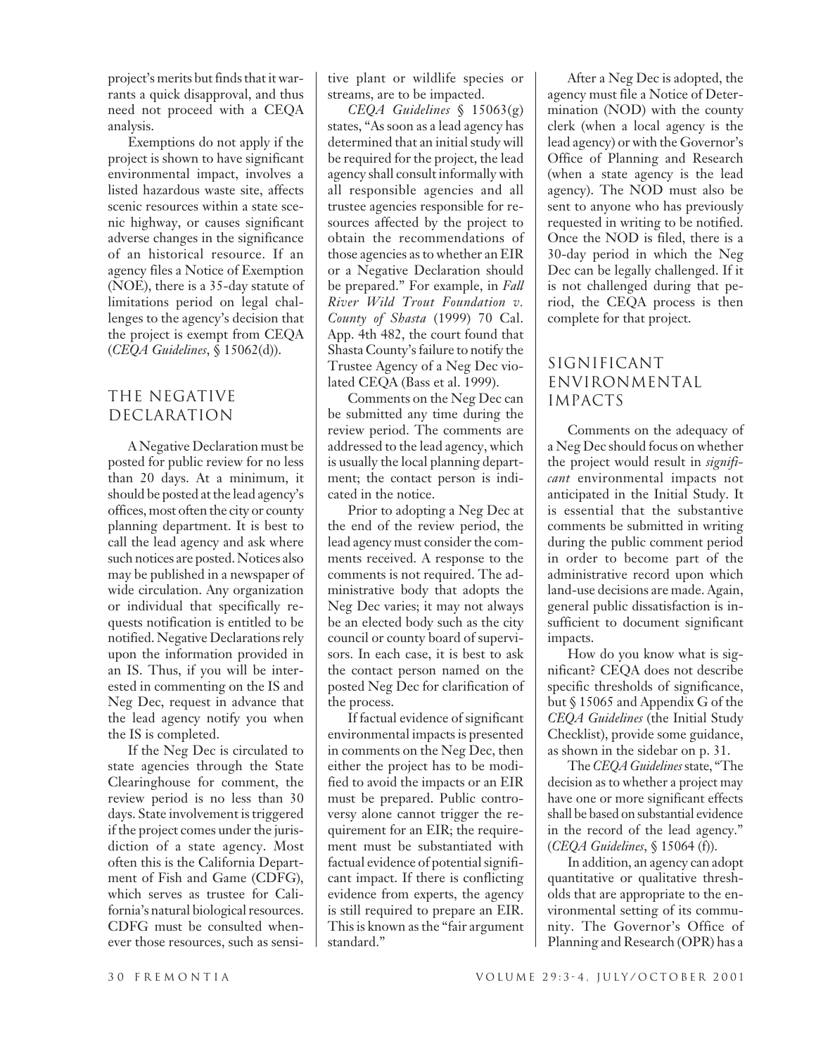project's merits but finds that it warrants a quick disapproval, and thus need not proceed with a CEQA analysis.

Exemptions do not apply if the project is shown to have significant environmental impact, involves a listed hazardous waste site, affects scenic resources within a state scenic highway, or causes significant adverse changes in the significance of an historical resource. If an agency files a Notice of Exemption (NOE), there is a 35-day statute of limitations period on legal challenges to the agency's decision that the project is exempt from CEQA (*CEQA Guidelines*, § 15062(d)).

## THE NEGATIVE DECLARATION

A Negative Declaration must be posted for public review for no less than 20 days. At a minimum, it should be posted at the lead agency's offices, most often the city or county planning department. It is best to call the lead agency and ask where such notices are posted. Notices also may be published in a newspaper of wide circulation. Any organization or individual that specifically requests notification is entitled to be notified. Negative Declarations rely upon the information provided in an IS. Thus, if you will be interested in commenting on the IS and Neg Dec, request in advance that the lead agency notify you when the IS is completed.

If the Neg Dec is circulated to state agencies through the State Clearinghouse for comment, the review period is no less than 30 days. State involvement is triggered if the project comes under the jurisdiction of a state agency. Most often this is the California Department of Fish and Game (CDFG), which serves as trustee for California's natural biological resources. CDFG must be consulted whenever those resources, such as sensitive plant or wildlife species or streams, are to be impacted.

*CEQA Guidelines* § 15063(g) states, "As soon as a lead agency has determined that an initial study will be required for the project, the lead agency shall consult informally with all responsible agencies and all trustee agencies responsible for resources affected by the project to obtain the recommendations of those agencies as to whether an EIR or a Negative Declaration should be prepared." For example, in *Fall River Wild Trout Foundation v. County of Shasta* (1999) 70 Cal. App. 4th 482, the court found that Shasta County's failure to notify the Trustee Agency of a Neg Dec violated CEQA (Bass et al. 1999).

Comments on the Neg Dec can be submitted any time during the review period. The comments are addressed to the lead agency, which is usually the local planning department; the contact person is indicated in the notice.

Prior to adopting a Neg Dec at the end of the review period, the lead agency must consider the comments received. A response to the comments is not required. The administrative body that adopts the Neg Dec varies; it may not always be an elected body such as the city council or county board of supervisors. In each case, it is best to ask the contact person named on the posted Neg Dec for clarification of the process.

If factual evidence of significant environmental impacts is presented in comments on the Neg Dec, then either the project has to be modified to avoid the impacts or an EIR must be prepared. Public controversy alone cannot trigger the requirement for an EIR; the requirement must be substantiated with factual evidence of potential significant impact. If there is conflicting evidence from experts, the agency is still required to prepare an EIR. This is known as the "fair argument standard."

After a Neg Dec is adopted, the agency must file a Notice of Determination (NOD) with the county clerk (when a local agency is the lead agency) or with the Governor's Office of Planning and Research (when a state agency is the lead agency). The NOD must also be sent to anyone who has previously requested in writing to be notified. Once the NOD is filed, there is a 30-day period in which the Neg Dec can be legally challenged. If it is not challenged during that period, the CEQA process is then complete for that project.

## SIGNIFICANT ENVIRONMENTAL IMPACTS

Comments on the adequacy of a Neg Dec should focus on whether the project would result in *significant* environmental impacts not anticipated in the Initial Study. It is essential that the substantive comments be submitted in writing during the public comment period in order to become part of the administrative record upon which land-use decisions are made. Again, general public dissatisfaction is insufficient to document significant impacts.

How do you know what is significant? CEQA does not describe specific thresholds of significance, but § 15065 and Appendix G of the *CEQA Guidelines* (the Initial Study Checklist), provide some guidance, as shown in the sidebar on p. 31.

The *CEQA Guidelines* state, "The decision as to whether a project may have one or more significant effects shall be based on substantial evidence in the record of the lead agency." (*CEQA Guidelines*, § 15064 (f)).

In addition, an agency can adopt quantitative or qualitative thresholds that are appropriate to the environmental setting of its community. The Governor's Office of Planning and Research (OPR) has a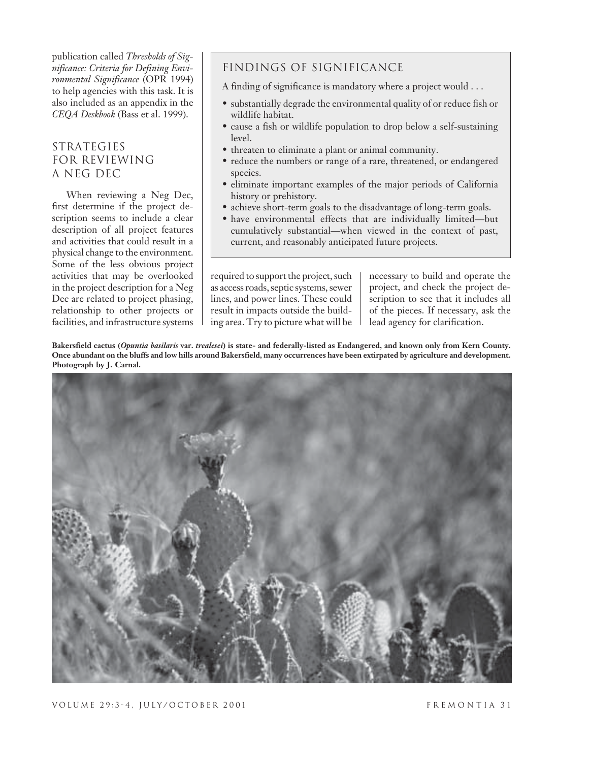publication called *Thresholds of Significance: Criteria for Defining Environmental Significance* (OPR 1994) to help agencies with this task. It is also included as an appendix in the *CEQA Deskbook* (Bass et al. 1999).

## STRATEGIES FOR REVIEWING A NEG DEC

When reviewing a Neg Dec, first determine if the project description seems to include a clear description of all project features and activities that could result in a physical change to the environment. Some of the less obvious project activities that may be overlooked in the project description for a Neg Dec are related to project phasing, relationship to other projects or facilities, and infrastructure systems required to support the project, such as access roads, septic systems, sewer lines, and power lines. These could result in impacts outside the building area. Try to picture what will be necessary to build and operate the project, and check the project description to see that it includes all of the pieces. If necessary, ask the lead agency for clarification.

### FINDINGS OF SIGNIFICANCE

A finding of significance is mandatory where a project would . . .

- substantially degrade the environmental quality of or reduce fish or wildlife habitat.
- cause a fish or wildlife population to drop below a self-sustaining level.
- threaten to eliminate a plant or animal community.
- reduce the numbers or range of a rare, threatened, or endangered species.
- eliminate important examples of the major periods of California history or prehistory.
- achieve short-term goals to the disadvantage of long-term goals.
- have environmental effects that are individually limited—but cumulatively substantial—when viewed in the context of past, current, and reasonably anticipated future projects.

**Bakersfield cactus (*Opuntia basilaris* var. *trealesei*) is state- and federally-listed as Endangered, and known only from Kern County. Once abundant on the bluffs and low hills around Bakersfield, many occurrences have been extirpated by agriculture and development. Photograph by J. Carnal.**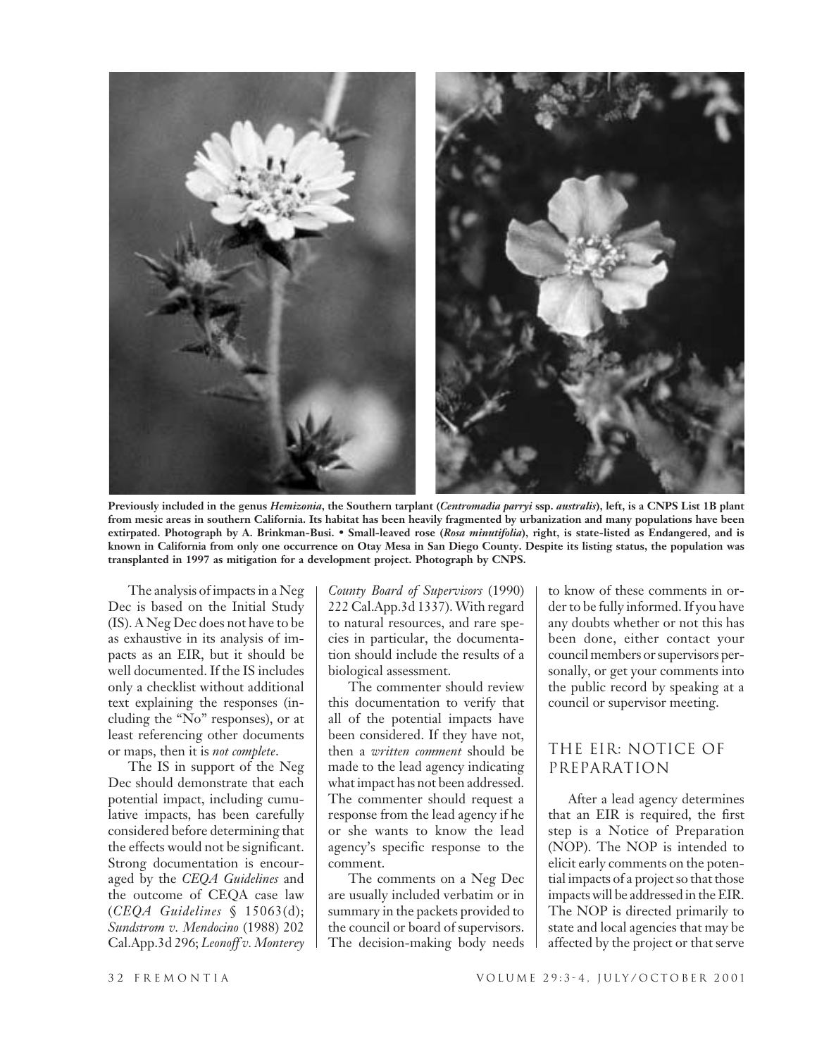**Previously included in the genus *Hemizonia*, the Southern tarplant (*Centromadia parryi* ssp. *australis*), left, is a CNPS List 1B plant from mesic areas in southern California. Its habitat has been heavily fragmented by urbanization and many populations have been extirpated. Photograph by A. Brinkman-Busi. • Small-leaved rose (*Rosa minutifolia*), right, is state-listed as Endangered, and is known in California from only one occurrence on Otay Mesa in San Diego County. Despite its listing status, the population was transplanted in 1997 as mitigation for a development project. Photograph by CNPS.**

The analysis of impacts in a Neg Dec is based on the Initial Study (IS). A Neg Dec does not have to be as exhaustive in its analysis of impacts as an EIR, but it should be well documented. If the IS includes only a checklist without additional text explaining the responses (including the "No" responses), or at least referencing other documents or maps, then it is *not complete*.

The IS in support of the Neg Dec should demonstrate that each potential impact, including cumulative impacts, has been carefully considered before determining that the effects would not be significant. Strong documentation is encouraged by the *CEQA Guidelines* and the outcome of CEQA case law (*CEQA Guidelines* § 15063(d); *Sundstrom v. Mendocino* (1988) 202 Cal.App.3d 296; *Leonoff v. Monterey County Board of Supervisors* (1990) 222 Cal.App.3d 1337). With regard to natural resources, and rare species in particular, the documentation should include the results of a biological assessment.

The commenter should review this documentation to verify that all of the potential impacts have been considered. If they have not, then a *written comment* should be made to the lead agency indicating what impact has not been addressed. The commenter should request a response from the lead agency if he or she wants to know the lead agency's specific response to the comment.

The comments on a Neg Dec are usually included verbatim or in summary in the packets provided to the council or board of supervisors. The decision-making body needs to know of these comments in order to be fully informed. If you have any doubts whether or not this has been done, either contact your council members or supervisors personally, or get your comments into the public record by speaking at a council or supervisor meeting.

## THE EIR: NOTICE OF PREPARATION

After a lead agency determines that an EIR is required, the first step is a Notice of Preparation (NOP). The NOP is intended to elicit early comments on the potential impacts of a project so that those impacts will be addressed in the EIR. The NOP is directed primarily to state and local agencies that may be affected by the project or that serve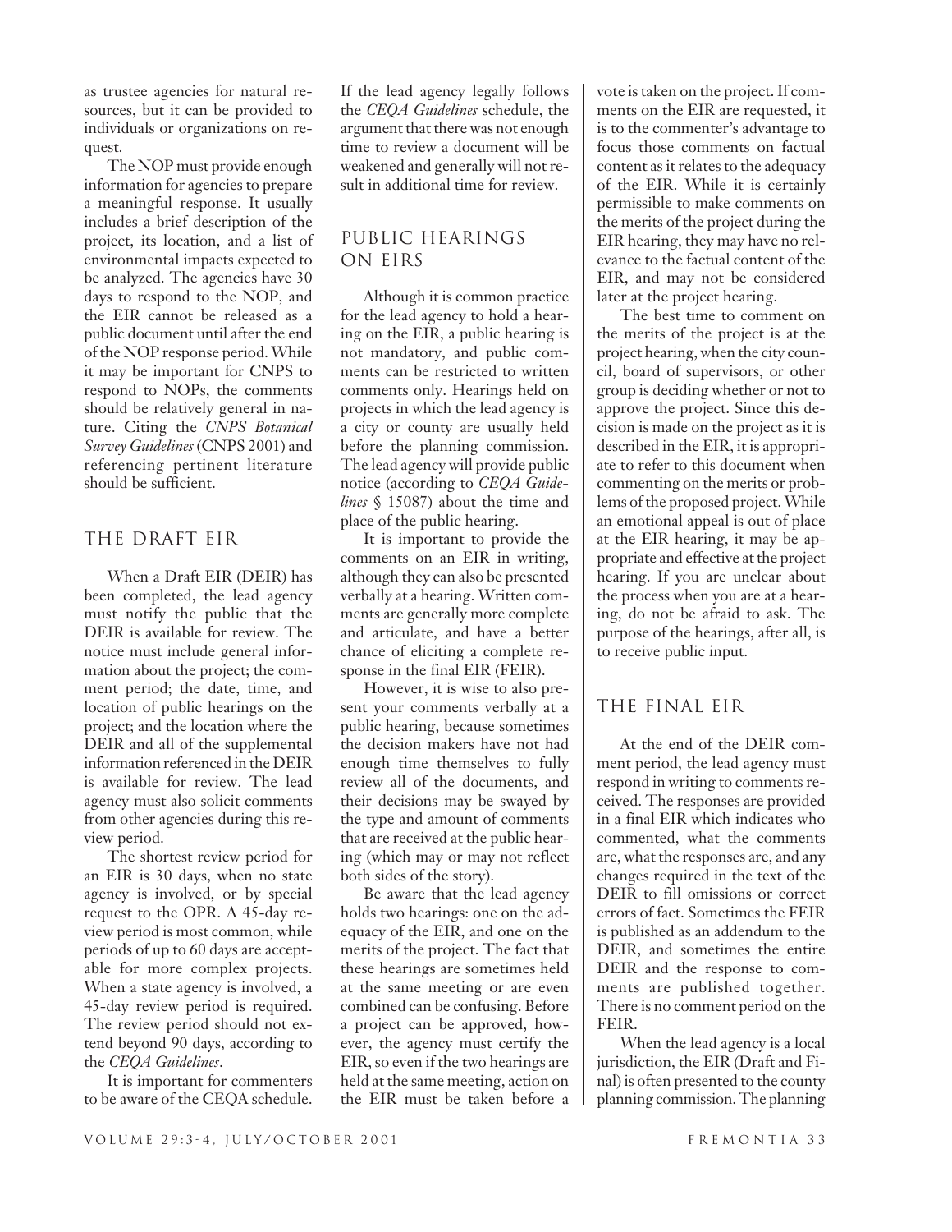as trustee agencies for natural resources, but it can be provided to individuals or organizations on request.

The NOP must provide enough information for agencies to prepare a meaningful response. It usually includes a brief description of the project, its location, and a list of environmental impacts expected to be analyzed. The agencies have 30 days to respond to the NOP, and the EIR cannot be released as a public document until after the end of the NOP response period. While it may be important for CNPS to respond to NOPs, the comments should be relatively general in nature. Citing the *CNPS Botanical Survey Guidelines* (CNPS 2001) and referencing pertinent literature should be sufficient.

## THE DRAFT EIR

When a Draft EIR (DEIR) has been completed, the lead agency must notify the public that the DEIR is available for review. The notice must include general information about the project; the comment period; the date, time, and location of public hearings on the project; and the location where the DEIR and all of the supplemental information referenced in the DEIR is available for review. The lead agency must also solicit comments from other agencies during this review period.

The shortest review period for an EIR is 30 days, when no state agency is involved, or by special request to the OPR. A 45-day review period is most common, while periods of up to 60 days are acceptable for more complex projects. When a state agency is involved, a 45-day review period is required. The review period should not extend beyond 90 days, according to the *CEQA Guidelines*.

It is important for commenters to be aware of the CEQA schedule. If the lead agency legally follows the *CEQA Guidelines* schedule, the argument that there was not enough time to review a document will be weakened and generally will not result in additional time for review.

## PUBLIC HEARINGS ON EIRS

Although it is common practice for the lead agency to hold a hearing on the EIR, a public hearing is not mandatory, and public comments can be restricted to written comments only. Hearings held on projects in which the lead agency is a city or county are usually held before the planning commission. The lead agency will provide public notice (according to *CEQA Guidelines* § 15087) about the time and place of the public hearing.

It is important to provide the comments on an EIR in writing, although they can also be presented verbally at a hearing. Written comments are generally more complete and articulate, and have a better chance of eliciting a complete response in the final EIR (FEIR).

However, it is wise to also present your comments verbally at a public hearing, because sometimes the decision makers have not had enough time themselves to fully review all of the documents, and their decisions may be swayed by the type and amount of comments that are received at the public hearing (which may or may not reflect both sides of the story).

Be aware that the lead agency holds two hearings: one on the adequacy of the EIR, and one on the merits of the project. The fact that these hearings are sometimes held at the same meeting or are even combined can be confusing. Before a project can be approved, however, the agency must certify the EIR, so even if the two hearings are held at the same meeting, action on the EIR must be taken before a vote is taken on the project. If comments on the EIR are requested, it is to the commenter's advantage to focus those comments on factual content as it relates to the adequacy of the EIR. While it is certainly permissible to make comments on the merits of the project during the EIR hearing, they may have no relevance to the factual content of the EIR, and may not be considered later at the project hearing.

The best time to comment on the merits of the project is at the project hearing, when the city council, board of supervisors, or other group is deciding whether or not to approve the project. Since this decision is made on the project as it is described in the EIR, it is appropriate to refer to this document when commenting on the merits or problems of the proposed project. While an emotional appeal is out of place at the EIR hearing, it may be appropriate and effective at the project hearing. If you are unclear about the process when you are at a hearing, do not be afraid to ask. The purpose of the hearings, after all, is to receive public input.

## THE FINAL EIR

At the end of the DEIR comment period, the lead agency must respond in writing to comments received. The responses are provided in a final EIR which indicates who commented, what the comments are, what the responses are, and any changes required in the text of the DEIR to fill omissions or correct errors of fact. Sometimes the FEIR is published as an addendum to the DEIR, and sometimes the entire DEIR and the response to comments are published together. There is no comment period on the FEIR.

When the lead agency is a local jurisdiction, the EIR (Draft and Final) is often presented to the county planning commission. The planning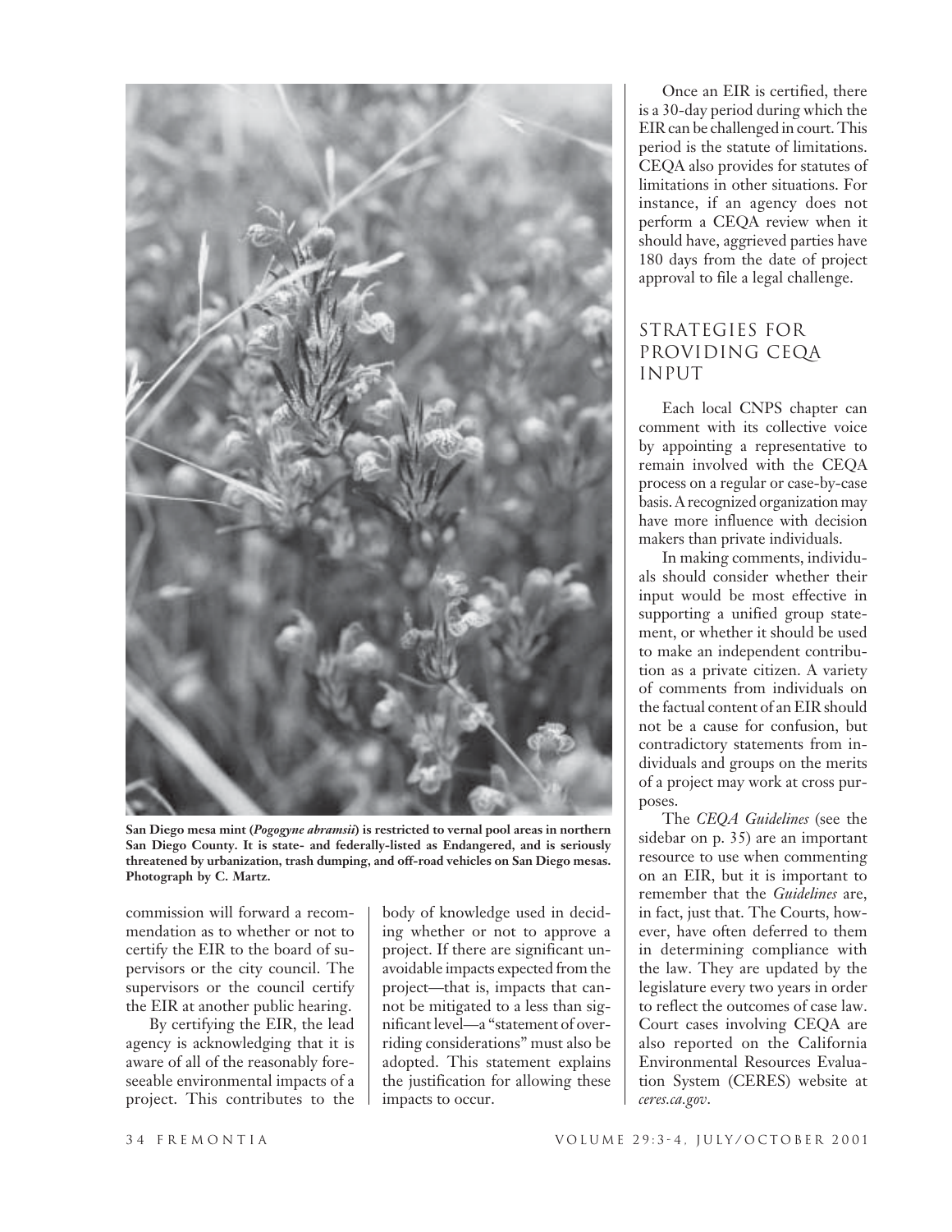San Diego mesa mint (*Pogogyne abramsii*) is restricted to vernal pool areas in northern San Diego County. It is state- and federally-listed as Endangered, and is seriously threatened by urbanization, trash dumping, and off-road vehicles on San Diego mesas. Photograph by C. Martz.

commission will forward a recommendation as to whether or not to certify the EIR to the board of supervisors or the city council. The supervisors or the council certify the EIR at another public hearing.

By certifying the EIR, the lead agency is acknowledging that it is aware of all of the reasonably foreseeable environmental impacts of a project. This contributes to the body of knowledge used in deciding whether or not to approve a project. If there are significant unavoidable impacts expected from the project—that is, impacts that cannot be mitigated to a less than significant level—a "statement of overriding considerations" must also be adopted. This statement explains the justification for allowing these impacts to occur.

Once an EIR is certified, there is a 30-day period during which the EIR can be challenged in court. This period is the statute of limitations. CEQA also provides for statutes of limitations in other situations. For instance, if an agency does not perform a CEQA review when it should have, aggrieved parties have 180 days from the date of project approval to file a legal challenge.

## STRATEGIES FOR PROVIDING CEQA INPUT

Each local CNPS chapter can comment with its collective voice by appointing a representative to remain involved with the CEQA process on a regular or case-by-case basis. A recognized organization may have more influence with decision makers than private individuals.

In making comments, individuals should consider whether their input would be most effective in supporting a unified group statement, or whether it should be used to make an independent contribution as a private citizen. A variety of comments from individuals on the factual content of an EIR should not be a cause for confusion, but contradictory statements from individuals and groups on the merits of a project may work at cross purposes.

The *CEQA Guidelines* (see the sidebar on p. 35) are an important resource to use when commenting on an EIR, but it is important to remember that the *Guidelines* are, in fact, just that. The Courts, however, have often deferred to them in determining compliance with the law. They are updated by the legislature every two years in order to reflect the outcomes of case law. Court cases involving CEQA are also reported on the California Environmental Resources Evaluation System (CERES) website at *ceres.ca.gov*.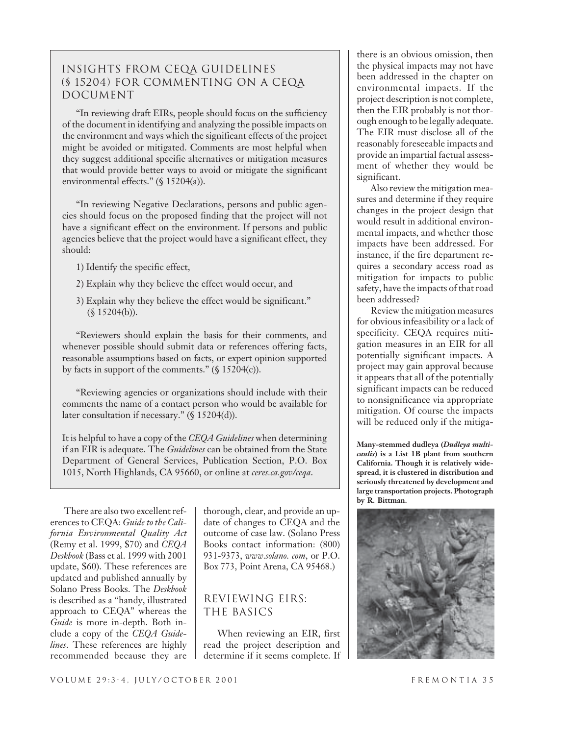## INSIGHTS FROM CEQA GUIDELINES (§ 15204) FOR COMMENTING ON A CEQA DOCUMENT

"In reviewing draft EIRs, people should focus on the sufficiency of the document in identifying and analyzing the possible impacts on the environment and ways which the significant effects of the project might be avoided or mitigated. Comments are most helpful when they suggest additional specific alternatives or mitigation measures that would provide better ways to avoid or mitigate the significant environmental effects." (§ 15204(a)).

"In reviewing Negative Declarations, persons and public agencies should focus on the proposed finding that the project will not have a significant effect on the environment. If persons and public agencies believe that the project would have a significant effect, they should:

1) Identify the specific effect,
2) Explain why they believe the effect would occur, and
3) Explain why they believe the effect would be significant." (§ 15204(b)).

"Reviewers should explain the basis for their comments, and whenever possible should submit data or references offering facts, reasonable assumptions based on facts, or expert opinion supported by facts in support of the comments." (§ 15204(c)).

"Reviewing agencies or organizations should include with their comments the name of a contact person who would be available for later consultation if necessary." (§ 15204(d)).

It is helpful to have a copy of the *CEQA Guidelines* when determining if an EIR is adequate. The *Guidelines* can be obtained from the State Department of General Services, Publication Section, P.O. Box 1015, North Highlands, CA 95660, or online at *ceres.ca.gov/ceqa*.

There are also two excellent references to CEQA: *Guide to the California Environmental Quality Act* (Remy et al. 1999, $70) and *CEQA Deskbook* (Bass et al. 1999 with 2001 update, $60). These references are updated and published annually by Solano Press Books. The *Deskbook* is described as a "handy, illustrated approach to CEQA" whereas the *Guide* is more in-depth. Both include a copy of the *CEQA Guidelines*. These references are highly recommended because they are thorough, clear, and provide an update of changes to CEQA and the outcome of case law. (Solano Press Books contact information: (800) 931-9373, *www.solano. com*, or P.O. Box 773, Point Arena, CA 95468.)

## REVIEWING EIRS: THE BASICS

When reviewing an EIR, first read the project description and determine if it seems complete. If there is an obvious omission, then the physical impacts may not have been addressed in the chapter on environmental impacts. If the project description is not complete, then the EIR probably is not thorough enough to be legally adequate. The EIR must disclose all of the reasonably foreseeable impacts and provide an impartial factual assessment of whether they would be significant.

Also review the mitigation measures and determine if they require changes in the project design that would result in additional environmental impacts, and whether those impacts have been addressed. For instance, if the fire department requires a secondary access road as mitigation for impacts to public safety, have the impacts of that road been addressed?

Review the mitigation measures for obvious infeasibility or a lack of specificity. CEQA requires mitigation measures in an EIR for all potentially significant impacts. A project may gain approval because it appears that all of the potentially significant impacts can be reduced to nonsignificance via appropriate mitigation. Of course the impacts will be reduced only if the mitiga-

**Many-stemmed dudleya (*Dudleya multicaulis*) is a List 1B plant from southern California. Though it is relatively widespread, it is clustered in distribution and seriously threatened by development and large transportation projects. Photograph by R. Bittman.**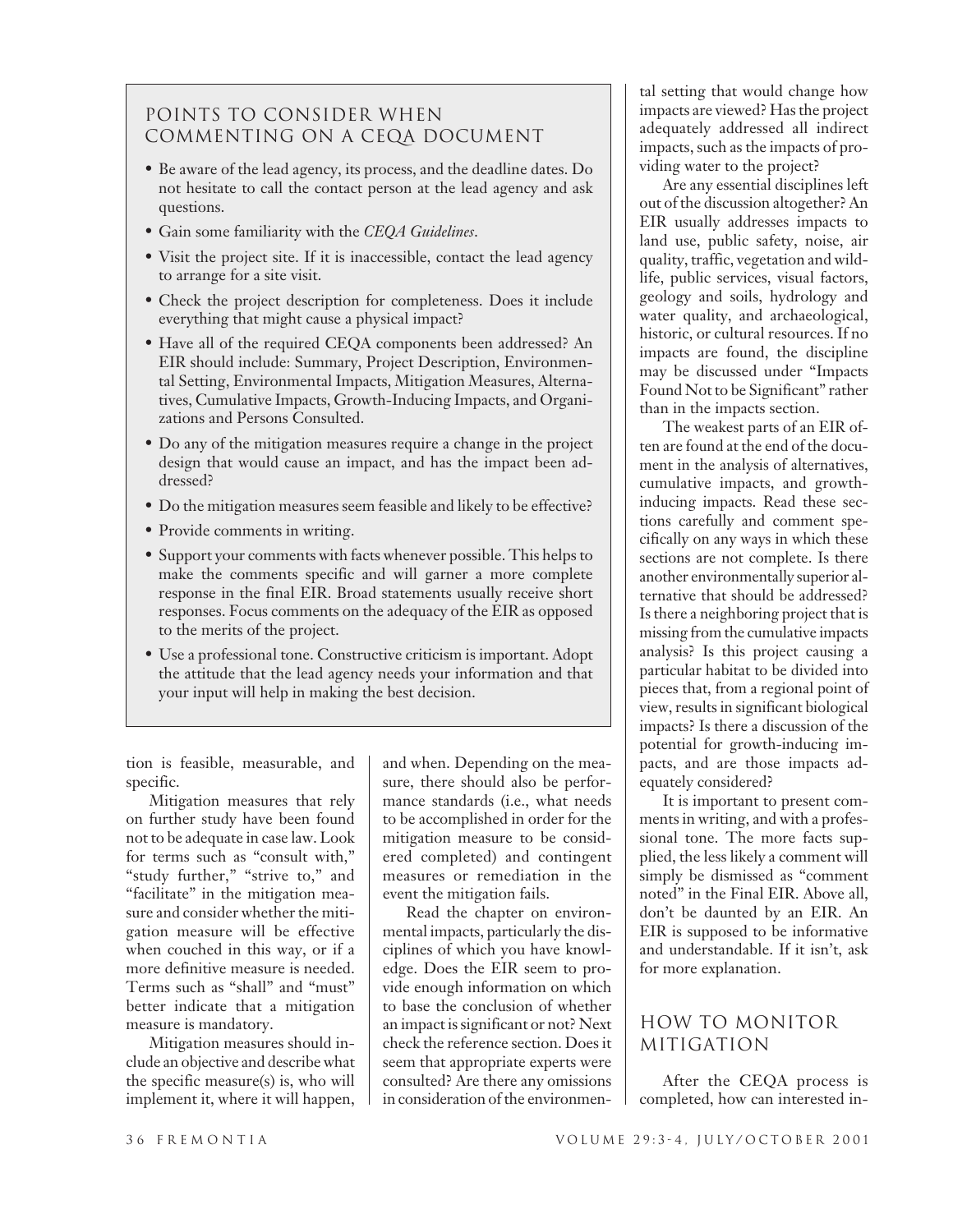## POINTS TO CONSIDER WHEN COMMENTING ON A CEQA DOCUMENT

- Be aware of the lead agency, its process, and the deadline dates. Do not hesitate to call the contact person at the lead agency and ask questions.
- Gain some familiarity with the *CEQA Guidelines*.
- Visit the project site. If it is inaccessible, contact the lead agency to arrange for a site visit.
- Check the project description for completeness. Does it include everything that might cause a physical impact?
- Have all of the required CEQA components been addressed? An EIR should include: Summary, Project Description, Environmental Setting, Environmental Impacts, Mitigation Measures, Alternatives, Cumulative Impacts, Growth-Inducing Impacts, and Organizations and Persons Consulted.
- Do any of the mitigation measures require a change in the project design that would cause an impact, and has the impact been addressed?
- Do the mitigation measures seem feasible and likely to be effective?
- Provide comments in writing.
- Support your comments with facts whenever possible. This helps to make the comments specific and will garner a more complete response in the final EIR. Broad statements usually receive short responses. Focus comments on the adequacy of the EIR as opposed to the merits of the project.
- Use a professional tone. Constructive criticism is important. Adopt the attitude that the lead agency needs your information and that your input will help in making the best decision.

tion is feasible, measurable, and specific.

Mitigation measures that rely on further study have been found not to be adequate in case law. Look for terms such as "consult with," "study further," "strive to," and "facilitate" in the mitigation measure and consider whether the mitigation measure will be effective when couched in this way, or if a more definitive measure is needed. Terms such as "shall" and "must" better indicate that a mitigation measure is mandatory.

Mitigation measures should include an objective and describe what the specific measure(s) is, who will implement it, where it will happen, and when. Depending on the measure, there should also be performance standards (i.e., what needs to be accomplished in order for the mitigation measure to be considered completed) and contingent measures or remediation in the event the mitigation fails.

Read the chapter on environmental impacts, particularly the disciplines of which you have knowledge. Does the EIR seem to provide enough information on which to base the conclusion of whether an impact is significant or not? Next check the reference section. Does it seem that appropriate experts were consulted? Are there any omissions in consideration of the environmental setting that would change how impacts are viewed? Has the project adequately addressed all indirect impacts, such as the impacts of providing water to the project?

Are any essential disciplines left out of the discussion altogether? An EIR usually addresses impacts to land use, public safety, noise, air quality, traffic, vegetation and wildlife, public services, visual factors, geology and soils, hydrology and water quality, and archaeological, historic, or cultural resources. If no impacts are found, the discipline may be discussed under "Impacts Found Not to be Significant" rather than in the impacts section.

The weakest parts of an EIR often are found at the end of the document in the analysis of alternatives, cumulative impacts, and growth-inducing impacts. Read these sections carefully and comment specifically on any ways in which these sections are not complete. Is there another environmentally superior alternative that should be addressed? Is there a neighboring project that is missing from the cumulative impacts analysis? Is this project causing a particular habitat to be divided into pieces that, from a regional point of view, results in significant biological impacts? Is there a discussion of the potential for growth-inducing impacts, and are those impacts adequately considered?

It is important to present comments in writing, and with a professional tone. The more facts supplied, the less likely a comment will simply be dismissed as "comment noted" in the Final EIR. Above all, don't be daunted by an EIR. An EIR is supposed to be informative and understandable. If it isn't, ask for more explanation.

## HOW TO MONITOR MITIGATION

After the CEQA process is completed, how can interested in-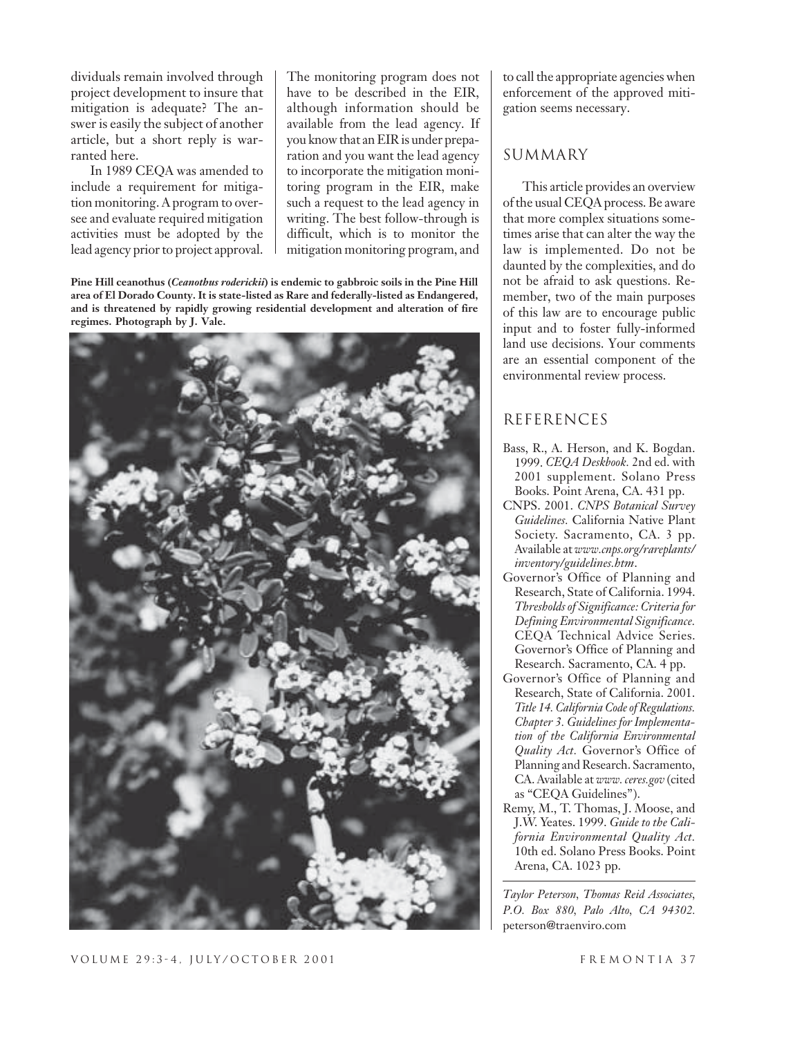dividuals remain involved through project development to insure that mitigation is adequate? The answer is easily the subject of another article, but a short reply is warranted here.

In 1989 CEQA was amended to include a requirement for mitigation monitoring. A program to oversee and evaluate required mitigation activities must be adopted by the lead agency prior to project approval. The monitoring program does not have to be described in the EIR, although information should be available from the lead agency. If you know that an EIR is under preparation and you want the lead agency to incorporate the mitigation monitoring program in the EIR, make such a request to the lead agency in writing. The best follow-through is difficult, which is to monitor the mitigation monitoring program, and to call the appropriate agencies when enforcement of the approved mitigation seems necessary.

**Pine Hill ceanothus (*Ceanothus roderickii*) is endemic to gabbroic soils in the Pine Hill area of El Dorado County. It is state-listed as Rare and federally-listed as Endangered, and is threatened by rapidly growing residential development and alteration of fire regimes. Photograph by J. Vale.**

## SUMMARY

This article provides an overview of the usual CEQA process. Be aware that more complex situations sometimes arise that can alter the way the law is implemented. Do not be daunted by the complexities, and do not be afraid to ask questions. Remember, two of the main purposes of this law are to encourage public input and to foster fully-informed land use decisions. Your comments are an essential component of the environmental review process.

## REFERENCES

Bass, R., A. Herson, and K. Bogdan. 1999. *CEQA Deskbook.* 2nd ed. with 2001 supplement. Solano Press Books. Point Arena, CA. 431 pp.

CNPS. 2001. *CNPS Botanical Survey Guidelines.* California Native Plant Society. Sacramento, CA. 3 pp. Available at *www.cnps.org/rareplants/inventory/guidelines.htm*.

Governor's Office of Planning and Research, State of California. 1994. *Thresholds of Significance: Criteria for Defining Environmental Significance.* CEQA Technical Advice Series. Governor's Office of Planning and Research. Sacramento, CA. 4 pp.

Governor's Office of Planning and Research, State of California. 2001. *Title 14. California Code of Regulations. Chapter 3. Guidelines for Implementation of the California Environmental Quality Act.* Governor's Office of Planning and Research. Sacramento, CA. Available at *www. ceres.gov* (cited as "CEQA Guidelines").

Remy, M., T. Thomas, J. Moose, and J.W. Yeates. 1999. *Guide to the California Environmental Quality Act.* 10th ed. Solano Press Books. Point Arena, CA. 1023 pp.

*Taylor Peterson, Thomas Reid Associates, P.O. Box 880, Palo Alto, CA 94302.* peterson@traenviro.com